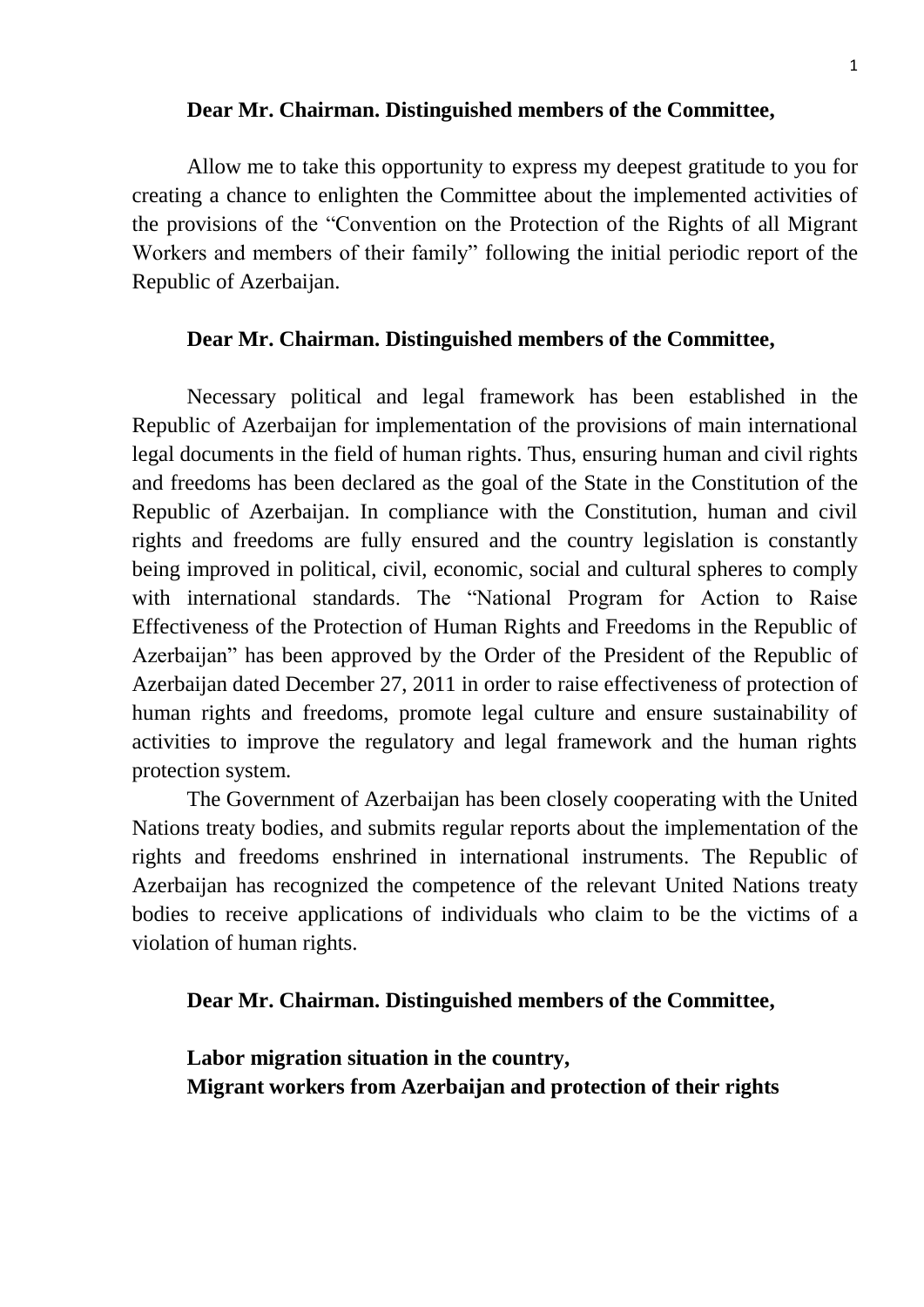**Dear Mr. Chairman. Distinguished members of the Committee,**

Allow me to take this opportunity to express my deepest gratitude to you for creating a chance to enlighten the Committee about the implemented activities of the provisions of the "Convention on the Protection of the Rights of all Migrant Workers and members of their family" following the initial periodic report of the Republic of Azerbaijan.

**Dear Mr. Chairman. Distinguished members of the Committee,**

Necessary political and legal framework has been established in the Republic of Azerbaijan for implementation of the provisions of main international legal documents in the field of human rights. Thus, ensuring human and civil rights and freedoms has been declared as the goal of the State in the Constitution of the Republic of Azerbaijan. In compliance with the Constitution, human and civil rights and freedoms are fully ensured and the country legislation is constantly being improved in political, civil, economic, social and cultural spheres to comply with international standards. The "National Program for Action to Raise Effectiveness of the Protection of Human Rights and Freedoms in the Republic of Azerbaijan" has been approved by the Order of the President of the Republic of Azerbaijan dated December 27, 2011 in order to raise effectiveness of protection of human rights and freedoms, promote legal culture and ensure sustainability of activities to improve the regulatory and legal framework and the human rights protection system.

The Government of Azerbaijan has been closely cooperating with the United Nations treaty bodies, and submits regular reports about the implementation of the rights and freedoms enshrined in international instruments. The Republic of Azerbaijan has recognized the competence of the relevant United Nations treaty bodies to receive applications of individuals who claim to be the victims of a violation of human rights.

**Dear Mr. Chairman. Distinguished members of the Committee,**

**Labor migration situation in the country,**
**Migrant workers from Azerbaijan and protection of their rights**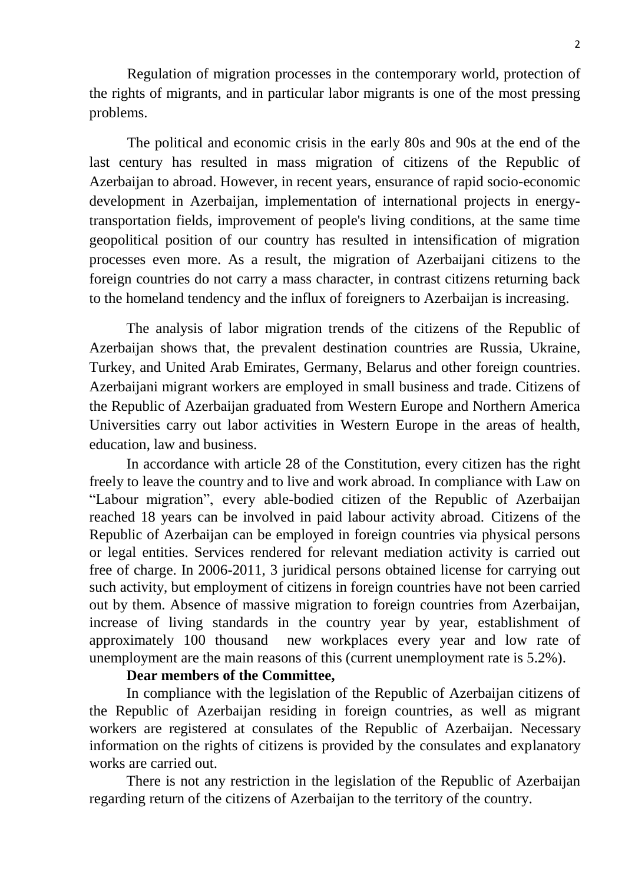Regulation of migration processes in the contemporary world, protection of the rights of migrants, and in particular labor migrants is one of the most pressing problems.

The political and economic crisis in the early 80s and 90s at the end of the last century has resulted in mass migration of citizens of the Republic of Azerbaijan to abroad. However, in recent years, ensurance of rapid socio-economic development in Azerbaijan, implementation of international projects in energy-transportation fields, improvement of people's living conditions, at the same time geopolitical position of our country has resulted in intensification of migration processes even more. As a result, the migration of Azerbaijani citizens to the foreign countries do not carry a mass character, in contrast citizens returning back to the homeland tendency and the influx of foreigners to Azerbaijan is increasing.

The analysis of labor migration trends of the citizens of the Republic of Azerbaijan shows that, the prevalent destination countries are Russia, Ukraine, Turkey, and United Arab Emirates, Germany, Belarus and other foreign countries. Azerbaijani migrant workers are employed in small business and trade. Citizens of the Republic of Azerbaijan graduated from Western Europe and Northern America Universities carry out labor activities in Western Europe in the areas of health, education, law and business.

In accordance with article 28 of the Constitution, every citizen has the right freely to leave the country and to live and work abroad. In compliance with Law on "Labour migration", every able-bodied citizen of the Republic of Azerbaijan reached 18 years can be involved in paid labour activity abroad. Citizens of the Republic of Azerbaijan can be employed in foreign countries via physical persons or legal entities. Services rendered for relevant mediation activity is carried out free of charge. In 2006-2011, 3 juridical persons obtained license for carrying out such activity, but employment of citizens in foreign countries have not been carried out by them. Absence of massive migration to foreign countries from Azerbaijan, increase of living standards in the country year by year, establishment of approximately 100 thousand new workplaces every year and low rate of unemployment are the main reasons of this (current unemployment rate is 5.2%).

**Dear members of the Committee,**

In compliance with the legislation of the Republic of Azerbaijan citizens of the Republic of Azerbaijan residing in foreign countries, as well as migrant workers are registered at consulates of the Republic of Azerbaijan. Necessary information on the rights of citizens is provided by the consulates and explanatory works are carried out.

There is not any restriction in the legislation of the Republic of Azerbaijan regarding return of the citizens of Azerbaijan to the territory of the country.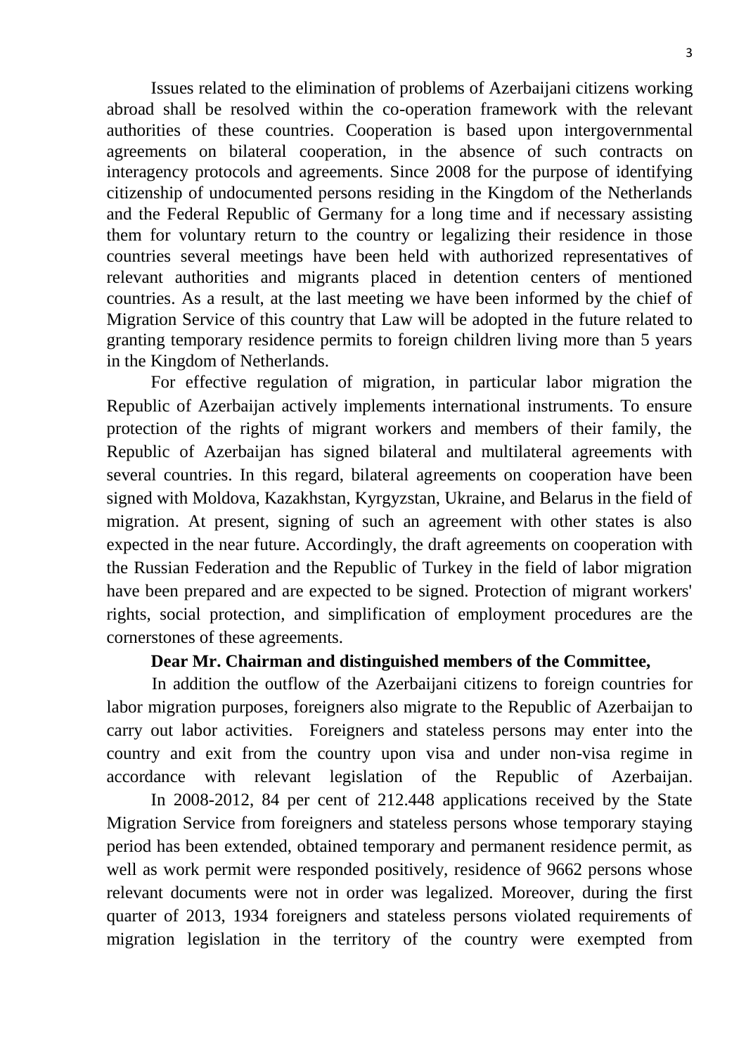Issues related to the elimination of problems of Azerbaijani citizens working abroad shall be resolved within the co-operation framework with the relevant authorities of these countries. Cooperation is based upon intergovernmental agreements on bilateral cooperation, in the absence of such contracts on interagency protocols and agreements. Since 2008 for the purpose of identifying citizenship of undocumented persons residing in the Kingdom of the Netherlands and the Federal Republic of Germany for a long time and if necessary assisting them for voluntary return to the country or legalizing their residence in those countries several meetings have been held with authorized representatives of relevant authorities and migrants placed in detention centers of mentioned countries. As a result, at the last meeting we have been informed by the chief of Migration Service of this country that Law will be adopted in the future related to granting temporary residence permits to foreign children living more than 5 years in the Kingdom of Netherlands.

For effective regulation of migration, in particular labor migration the Republic of Azerbaijan actively implements international instruments. To ensure protection of the rights of migrant workers and members of their family, the Republic of Azerbaijan has signed bilateral and multilateral agreements with several countries. In this regard, bilateral agreements on cooperation have been signed with Moldova, Kazakhstan, Kyrgyzstan, Ukraine, and Belarus in the field of migration. At present, signing of such an agreement with other states is also expected in the near future. Accordingly, the draft agreements on cooperation with the Russian Federation and the Republic of Turkey in the field of labor migration have been prepared and are expected to be signed. Protection of migrant workers' rights, social protection, and simplification of employment procedures are the cornerstones of these agreements.

**Dear Mr. Chairman and distinguished members of the Committee,**

In addition the outflow of the Azerbaijani citizens to foreign countries for labor migration purposes, foreigners also migrate to the Republic of Azerbaijan to carry out labor activities. Foreigners and stateless persons may enter into the country and exit from the country upon visa and under non-visa regime in accordance with relevant legislation of the Republic of Azerbaijan.

In 2008-2012, 84 per cent of 212.448 applications received by the State Migration Service from foreigners and stateless persons whose temporary staying period has been extended, obtained temporary and permanent residence permit, as well as work permit were responded positively, residence of 9662 persons whose relevant documents were not in order was legalized. Moreover, during the first quarter of 2013, 1934 foreigners and stateless persons violated requirements of migration legislation in the territory of the country were exempted from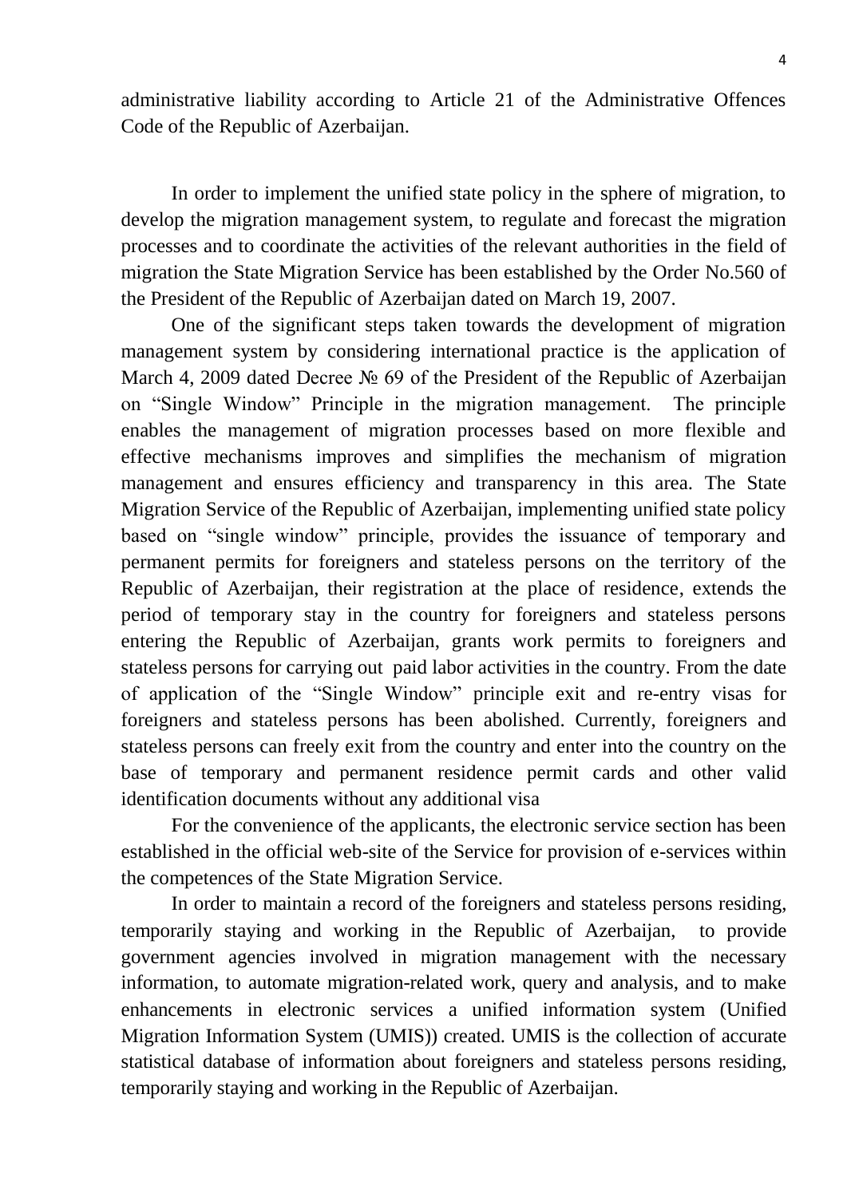administrative liability according to Article 21 of the Administrative Offences Code of the Republic of Azerbaijan.

In order to implement the unified state policy in the sphere of migration, to develop the migration management system, to regulate and forecast the migration processes and to coordinate the activities of the relevant authorities in the field of migration the State Migration Service has been established by the Order No.560 of the President of the Republic of Azerbaijan dated on March 19, 2007.

One of the significant steps taken towards the development of migration management system by considering international practice is the application of March 4, 2009 dated Decree № 69 of the President of the Republic of Azerbaijan on "Single Window" Principle in the migration management. The principle enables the management of migration processes based on more flexible and effective mechanisms improves and simplifies the mechanism of migration management and ensures efficiency and transparency in this area. The State Migration Service of the Republic of Azerbaijan, implementing unified state policy based on "single window" principle, provides the issuance of temporary and permanent permits for foreigners and stateless persons on the territory of the Republic of Azerbaijan, their registration at the place of residence, extends the period of temporary stay in the country for foreigners and stateless persons entering the Republic of Azerbaijan, grants work permits to foreigners and stateless persons for carrying out paid labor activities in the country. From the date of application of the "Single Window" principle exit and re-entry visas for foreigners and stateless persons has been abolished. Currently, foreigners and stateless persons can freely exit from the country and enter into the country on the base of temporary and permanent residence permit cards and other valid identification documents without any additional visa

For the convenience of the applicants, the electronic service section has been established in the official web-site of the Service for provision of e-services within the competences of the State Migration Service.

In order to maintain a record of the foreigners and stateless persons residing, temporarily staying and working in the Republic of Azerbaijan, to provide government agencies involved in migration management with the necessary information, to automate migration-related work, query and analysis, and to make enhancements in electronic services a unified information system (Unified Migration Information System (UMIS)) created. UMIS is the collection of accurate statistical database of information about foreigners and stateless persons residing, temporarily staying and working in the Republic of Azerbaijan.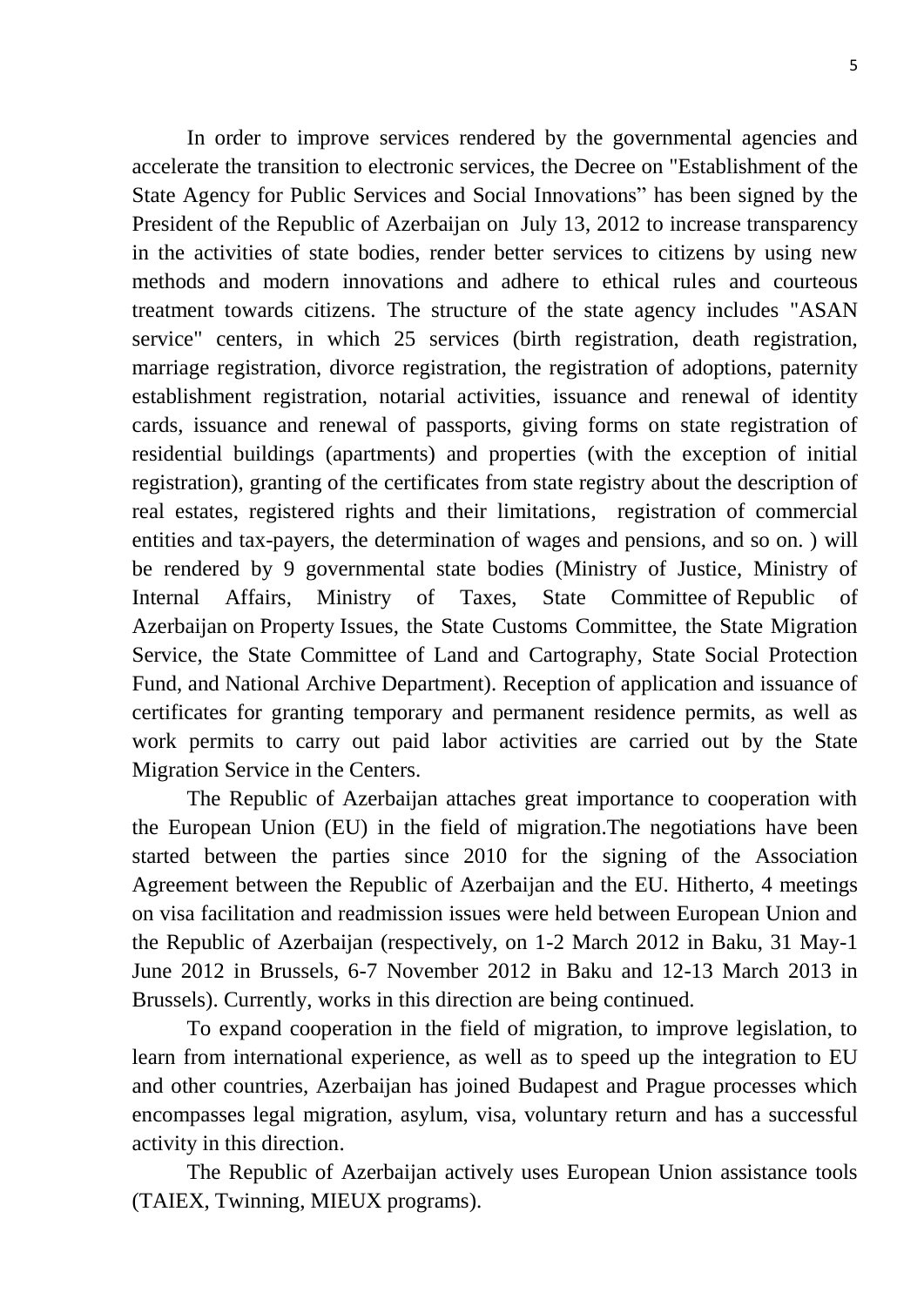In order to improve services rendered by the governmental agencies and accelerate the transition to electronic services, the Decree on "Establishment of the State Agency for Public Services and Social Innovations" has been signed by the President of the Republic of Azerbaijan on July 13, 2012 to increase transparency in the activities of state bodies, render better services to citizens by using new methods and modern innovations and adhere to ethical rules and courteous treatment towards citizens. The structure of the state agency includes "ASAN service" centers, in which 25 services (birth registration, death registration, marriage registration, divorce registration, the registration of adoptions, paternity establishment registration, notarial activities, issuance and renewal of identity cards, issuance and renewal of passports, giving forms on state registration of residential buildings (apartments) and properties (with the exception of initial registration), granting of the certificates from state registry about the description of real estates, registered rights and their limitations, registration of commercial entities and tax-payers, the determination of wages and pensions, and so on. ) will be rendered by 9 governmental state bodies (Ministry of Justice, Ministry of Internal Affairs, Ministry of Taxes, State Committee of Republic of Azerbaijan on Property Issues, the State Customs Committee, the State Migration Service, the State Committee of Land and Cartography, State Social Protection Fund, and National Archive Department). Reception of application and issuance of certificates for granting temporary and permanent residence permits, as well as work permits to carry out paid labor activities are carried out by the State Migration Service in the Centers.

The Republic of Azerbaijan attaches great importance to cooperation with the European Union (EU) in the field of migration.The negotiations have been started between the parties since 2010 for the signing of the Association Agreement between the Republic of Azerbaijan and the EU. Hitherto, 4 meetings on visa facilitation and readmission issues were held between European Union and the Republic of Azerbaijan (respectively, on 1-2 March 2012 in Baku, 31 May-1 June 2012 in Brussels, 6-7 November 2012 in Baku and 12-13 March 2013 in Brussels). Currently, works in this direction are being continued.

To expand cooperation in the field of migration, to improve legislation, to learn from international experience, as well as to speed up the integration to EU and other countries, Azerbaijan has joined Budapest and Prague processes which encompasses legal migration, asylum, visa, voluntary return and has a successful activity in this direction.

The Republic of Azerbaijan actively uses European Union assistance tools (TAIEX, Twinning, MIEUX programs).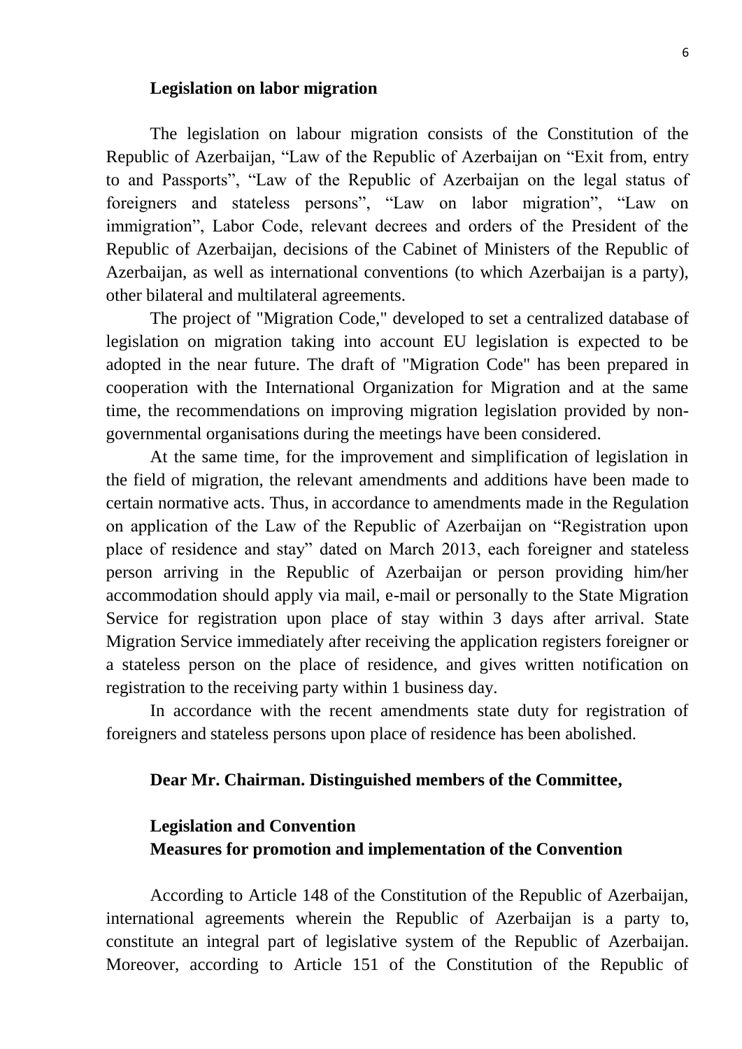## Legislation on labor migration

The legislation on labour migration consists of the Constitution of the Republic of Azerbaijan, "Law of the Republic of Azerbaijan on "Exit from, entry to and Passports", "Law of the Republic of Azerbaijan on the legal status of foreigners and stateless persons", "Law on labor migration", "Law on immigration", Labor Code, relevant decrees and orders of the President of the Republic of Azerbaijan, decisions of the Cabinet of Ministers of the Republic of Azerbaijan, as well as international conventions (to which Azerbaijan is a party), other bilateral and multilateral agreements.

The project of "Migration Code," developed to set a centralized database of legislation on migration taking into account EU legislation is expected to be adopted in the near future. The draft of "Migration Code" has been prepared in cooperation with the International Organization for Migration and at the same time, the recommendations on improving migration legislation provided by non-governmental organisations during the meetings have been considered.

At the same time, for the improvement and simplification of legislation in the field of migration, the relevant amendments and additions have been made to certain normative acts. Thus, in accordance to amendments made in the Regulation on application of the Law of the Republic of Azerbaijan on "Registration upon place of residence and stay" dated on March 2013, each foreigner and stateless person arriving in the Republic of Azerbaijan or person providing him/her accommodation should apply via mail, e-mail or personally to the State Migration Service for registration upon place of stay within 3 days after arrival. State Migration Service immediately after receiving the application registers foreigner or a stateless person on the place of residence, and gives written notification on registration to the receiving party within 1 business day.

In accordance with the recent amendments state duty for registration of foreigners and stateless persons upon place of residence has been abolished.

**Dear Mr. Chairman. Distinguished members of the Committee,**

## Legislation and Convention
## Measures for promotion and implementation of the Convention

According to Article 148 of the Constitution of the Republic of Azerbaijan, international agreements wherein the Republic of Azerbaijan is a party to, constitute an integral part of legislative system of the Republic of Azerbaijan. Moreover, according to Article 151 of the Constitution of the Republic of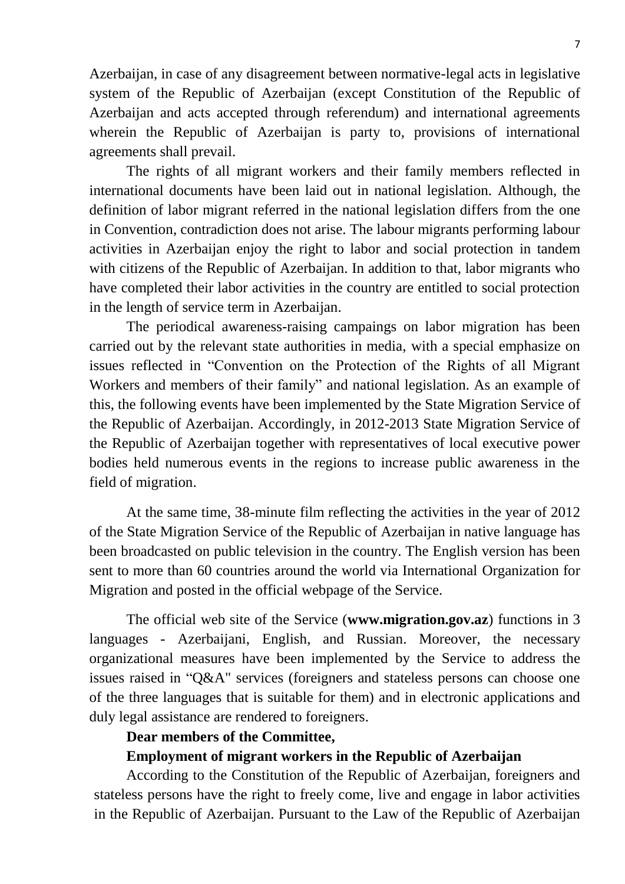Azerbaijan, in case of any disagreement between normative-legal acts in legislative system of the Republic of Azerbaijan (except Constitution of the Republic of Azerbaijan and acts accepted through referendum) and international agreements wherein the Republic of Azerbaijan is party to, provisions of international agreements shall prevail.

The rights of all migrant workers and their family members reflected in international documents have been laid out in national legislation. Although, the definition of labor migrant referred in the national legislation differs from the one in Convention, contradiction does not arise. The labour migrants performing labour activities in Azerbaijan enjoy the right to labor and social protection in tandem with citizens of the Republic of Azerbaijan. In addition to that, labor migrants who have completed their labor activities in the country are entitled to social protection in the length of service term in Azerbaijan.

The periodical awareness-raising campaings on labor migration has been carried out by the relevant state authorities in media, with a special emphasize on issues reflected in "Convention on the Protection of the Rights of all Migrant Workers and members of their family" and national legislation. As an example of this, the following events have been implemented by the State Migration Service of the Republic of Azerbaijan. Accordingly, in 2012-2013 State Migration Service of the Republic of Azerbaijan together with representatives of local executive power bodies held numerous events in the regions to increase public awareness in the field of migration.

At the same time, 38-minute film reflecting the activities in the year of 2012 of the State Migration Service of the Republic of Azerbaijan in native language has been broadcasted on public television in the country. The English version has been sent to more than 60 countries around the world via International Organization for Migration and posted in the official webpage of the Service.

The official web site of the Service (**www.migration.gov.az**) functions in 3 languages - Azerbaijani, English, and Russian. Moreover, the necessary organizational measures have been implemented by the Service to address the issues raised in "Q&A" services (foreigners and stateless persons can choose one of the three languages that is suitable for them) and in electronic applications and duly legal assistance are rendered to foreigners.

**Dear members of the Committee,**

**Employment of migrant workers in the Republic of Azerbaijan**

According to the Constitution of the Republic of Azerbaijan, foreigners and stateless persons have the right to freely come, live and engage in labor activities in the Republic of Azerbaijan. Pursuant to the Law of the Republic of Azerbaijan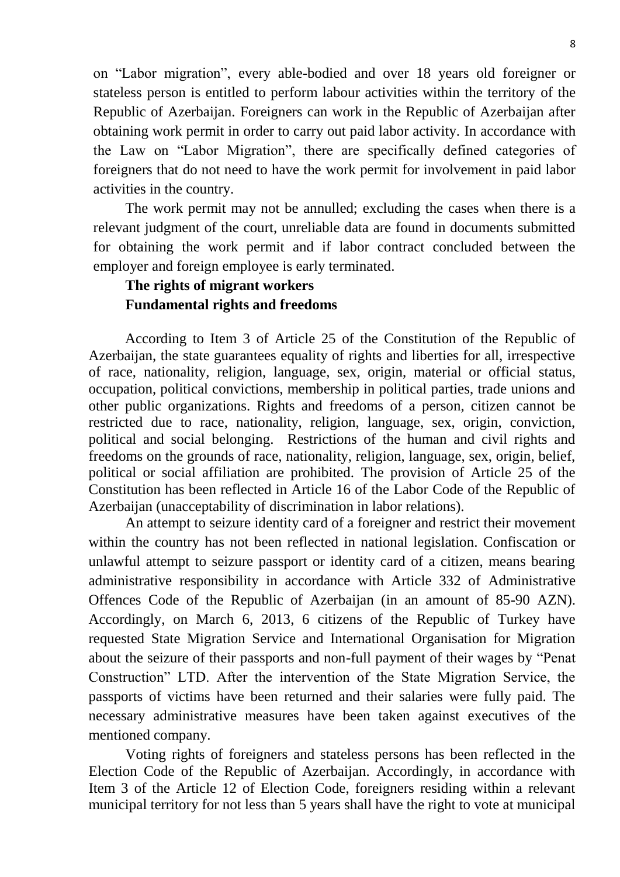on "Labor migration", every able-bodied and over 18 years old foreigner or stateless person is entitled to perform labour activities within the territory of the Republic of Azerbaijan. Foreigners can work in the Republic of Azerbaijan after obtaining work permit in order to carry out paid labor activity. In accordance with the Law on "Labor Migration", there are specifically defined categories of foreigners that do not need to have the work permit for involvement in paid labor activities in the country.

The work permit may not be annulled; excluding the cases when there is a relevant judgment of the court, unreliable data are found in documents submitted for obtaining the work permit and if labor contract concluded between the employer and foreign employee is early terminated.

**The rights of migrant workers**

**Fundamental rights and freedoms**

According to Item 3 of Article 25 of the Constitution of the Republic of Azerbaijan, the state guarantees equality of rights and liberties for all, irrespective of race, nationality, religion, language, sex, origin, material or official status, occupation, political convictions, membership in political parties, trade unions and other public organizations. Rights and freedoms of a person, citizen cannot be restricted due to race, nationality, religion, language, sex, origin, conviction, political and social belonging. Restrictions of the human and civil rights and freedoms on the grounds of race, nationality, religion, language, sex, origin, belief, political or social affiliation are prohibited. The provision of Article 25 of the Constitution has been reflected in Article 16 of the Labor Code of the Republic of Azerbaijan (unacceptability of discrimination in labor relations).

An attempt to seizure identity card of a foreigner and restrict their movement within the country has not been reflected in national legislation. Confiscation or unlawful attempt to seizure passport or identity card of a citizen, means bearing administrative responsibility in accordance with Article 332 of Administrative Offences Code of the Republic of Azerbaijan (in an amount of 85-90 AZN). Accordingly, on March 6, 2013, 6 citizens of the Republic of Turkey have requested State Migration Service and International Organisation for Migration about the seizure of their passports and non-full payment of their wages by "Penat Construction" LTD. After the intervention of the State Migration Service, the passports of victims have been returned and their salaries were fully paid. The necessary administrative measures have been taken against executives of the mentioned company.

Voting rights of foreigners and stateless persons has been reflected in the Election Code of the Republic of Azerbaijan. Accordingly, in accordance with Item 3 of the Article 12 of Election Code, foreigners residing within a relevant municipal territory for not less than 5 years shall have the right to vote at municipal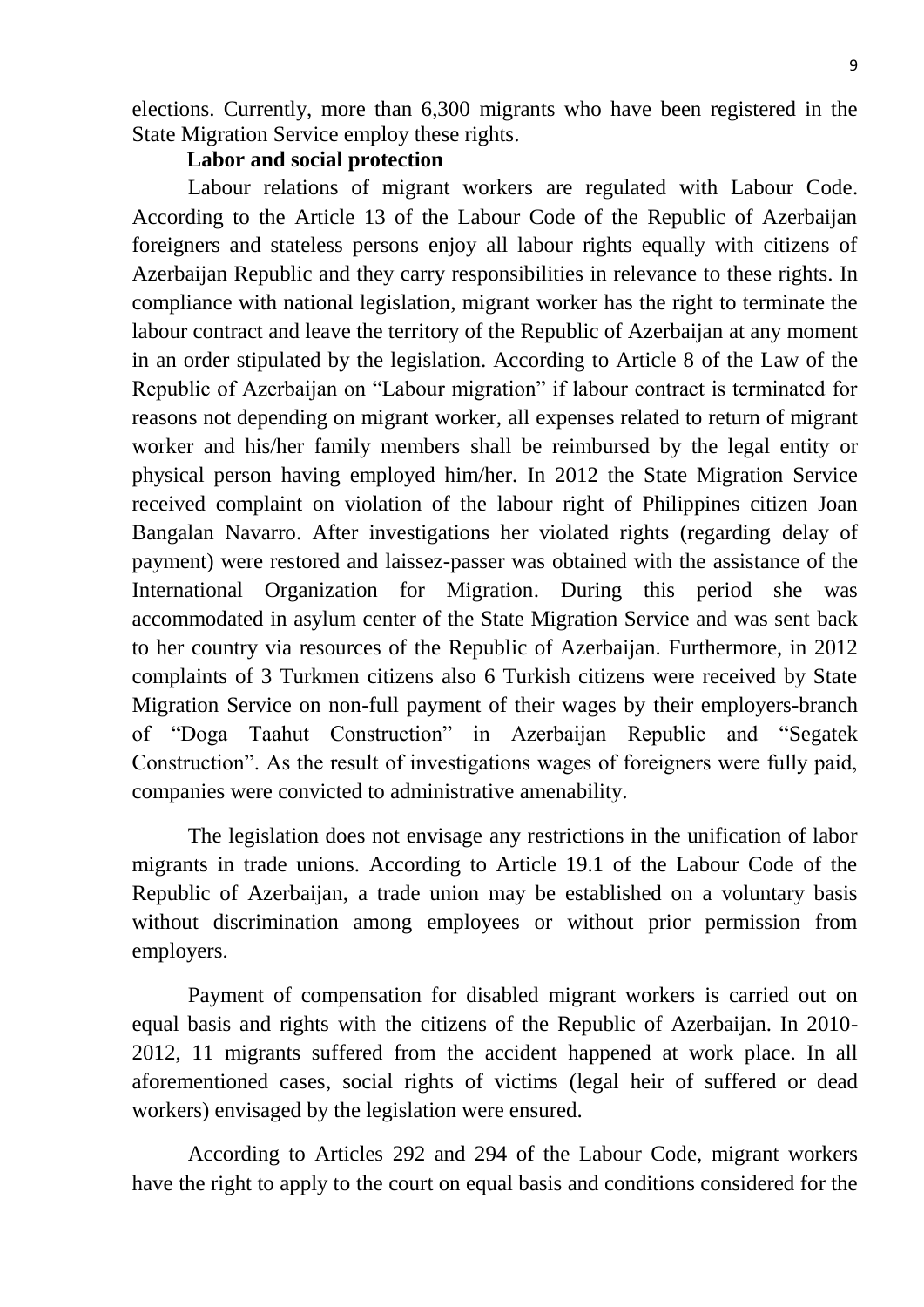elections. Currently, more than 6,300 migrants who have been registered in the State Migration Service employ these rights.

**Labor and social protection**

Labour relations of migrant workers are regulated with Labour Code. According to the Article 13 of the Labour Code of the Republic of Azerbaijan foreigners and stateless persons enjoy all labour rights equally with citizens of Azerbaijan Republic and they carry responsibilities in relevance to these rights. In compliance with national legislation, migrant worker has the right to terminate the labour contract and leave the territory of the Republic of Azerbaijan at any moment in an order stipulated by the legislation. According to Article 8 of the Law of the Republic of Azerbaijan on "Labour migration" if labour contract is terminated for reasons not depending on migrant worker, all expenses related to return of migrant worker and his/her family members shall be reimbursed by the legal entity or physical person having employed him/her. In 2012 the State Migration Service received complaint on violation of the labour right of Philippines citizen Joan Bangalan Navarro. After investigations her violated rights (regarding delay of payment) were restored and laissez-passer was obtained with the assistance of the International Organization for Migration. During this period she was accommodated in asylum center of the State Migration Service and was sent back to her country via resources of the Republic of Azerbaijan. Furthermore, in 2012 complaints of 3 Turkmen citizens also 6 Turkish citizens were received by State Migration Service on non-full payment of their wages by their employers-branch of "Doga Taahut Construction" in Azerbaijan Republic and "Segatek Construction". As the result of investigations wages of foreigners were fully paid, companies were convicted to administrative amenability.

The legislation does not envisage any restrictions in the unification of labor migrants in trade unions. According to Article 19.1 of the Labour Code of the Republic of Azerbaijan, a trade union may be established on a voluntary basis without discrimination among employees or without prior permission from employers.

Payment of compensation for disabled migrant workers is carried out on equal basis and rights with the citizens of the Republic of Azerbaijan. In 2010-2012, 11 migrants suffered from the accident happened at work place. In all aforementioned cases, social rights of victims (legal heir of suffered or dead workers) envisaged by the legislation were ensured.

According to Articles 292 and 294 of the Labour Code, migrant workers have the right to apply to the court on equal basis and conditions considered for the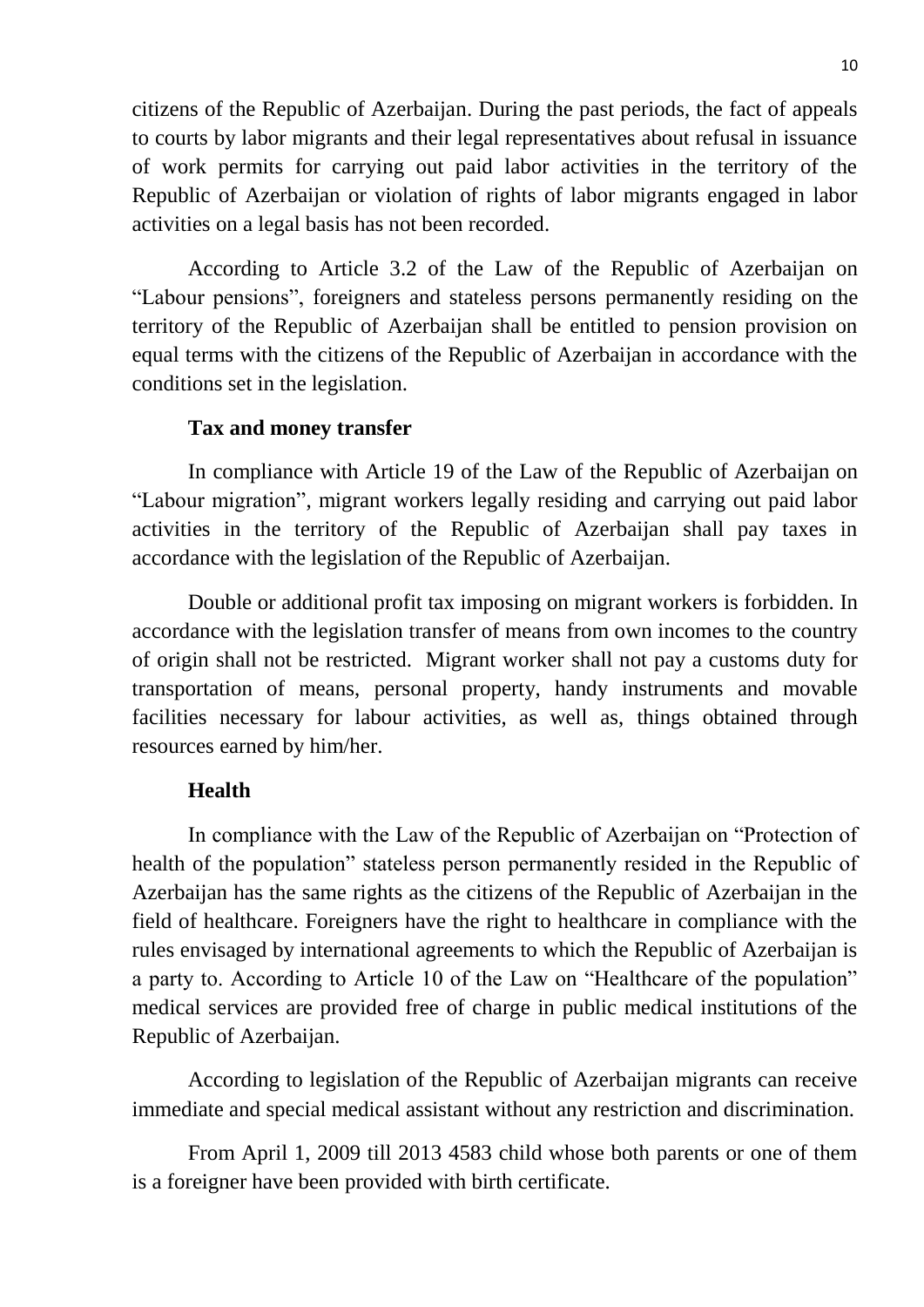citizens of the Republic of Azerbaijan. During the past periods, the fact of appeals to courts by labor migrants and their legal representatives about refusal in issuance of work permits for carrying out paid labor activities in the territory of the Republic of Azerbaijan or violation of rights of labor migrants engaged in labor activities on a legal basis has not been recorded.

According to Article 3.2 of the Law of the Republic of Azerbaijan on "Labour pensions", foreigners and stateless persons permanently residing on the territory of the Republic of Azerbaijan shall be entitled to pension provision on equal terms with the citizens of the Republic of Azerbaijan in accordance with the conditions set in the legislation.

**Tax and money transfer**

In compliance with Article 19 of the Law of the Republic of Azerbaijan on "Labour migration", migrant workers legally residing and carrying out paid labor activities in the territory of the Republic of Azerbaijan shall pay taxes in accordance with the legislation of the Republic of Azerbaijan.

Double or additional profit tax imposing on migrant workers is forbidden. In accordance with the legislation transfer of means from own incomes to the country of origin shall not be restricted. Migrant worker shall not pay a customs duty for transportation of means, personal property, handy instruments and movable facilities necessary for labour activities, as well as, things obtained through resources earned by him/her.

**Health**

In compliance with the Law of the Republic of Azerbaijan on "Protection of health of the population" stateless person permanently resided in the Republic of Azerbaijan has the same rights as the citizens of the Republic of Azerbaijan in the field of healthcare. Foreigners have the right to healthcare in compliance with the rules envisaged by international agreements to which the Republic of Azerbaijan is a party to. According to Article 10 of the Law on "Healthcare of the population" medical services are provided free of charge in public medical institutions of the Republic of Azerbaijan.

According to legislation of the Republic of Azerbaijan migrants can receive immediate and special medical assistant without any restriction and discrimination.

From April 1, 2009 till 2013 4583 child whose both parents or one of them is a foreigner have been provided with birth certificate.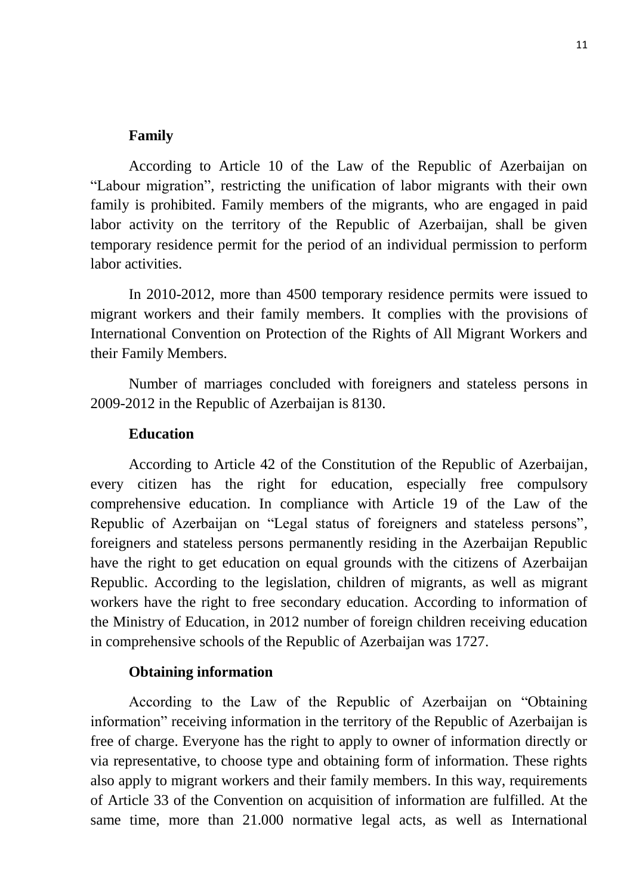**Family**

According to Article 10 of the Law of the Republic of Azerbaijan on "Labour migration", restricting the unification of labor migrants with their own family is prohibited. Family members of the migrants, who are engaged in paid labor activity on the territory of the Republic of Azerbaijan, shall be given temporary residence permit for the period of an individual permission to perform labor activities.

In 2010-2012, more than 4500 temporary residence permits were issued to migrant workers and their family members. It complies with the provisions of International Convention on Protection of the Rights of All Migrant Workers and their Family Members.

Number of marriages concluded with foreigners and stateless persons in 2009-2012 in the Republic of Azerbaijan is 8130.

**Education**

According to Article 42 of the Constitution of the Republic of Azerbaijan, every citizen has the right for education, especially free compulsory comprehensive education. In compliance with Article 19 of the Law of the Republic of Azerbaijan on "Legal status of foreigners and stateless persons", foreigners and stateless persons permanently residing in the Azerbaijan Republic have the right to get education on equal grounds with the citizens of Azerbaijan Republic. According to the legislation, children of migrants, as well as migrant workers have the right to free secondary education. According to information of the Ministry of Education, in 2012 number of foreign children receiving education in comprehensive schools of the Republic of Azerbaijan was 1727.

**Obtaining information**

According to the Law of the Republic of Azerbaijan on "Obtaining information" receiving information in the territory of the Republic of Azerbaijan is free of charge. Everyone has the right to apply to owner of information directly or via representative, to choose type and obtaining form of information. These rights also apply to migrant workers and their family members. In this way, requirements of Article 33 of the Convention on acquisition of information are fulfilled. At the same time, more than 21.000 normative legal acts, as well as International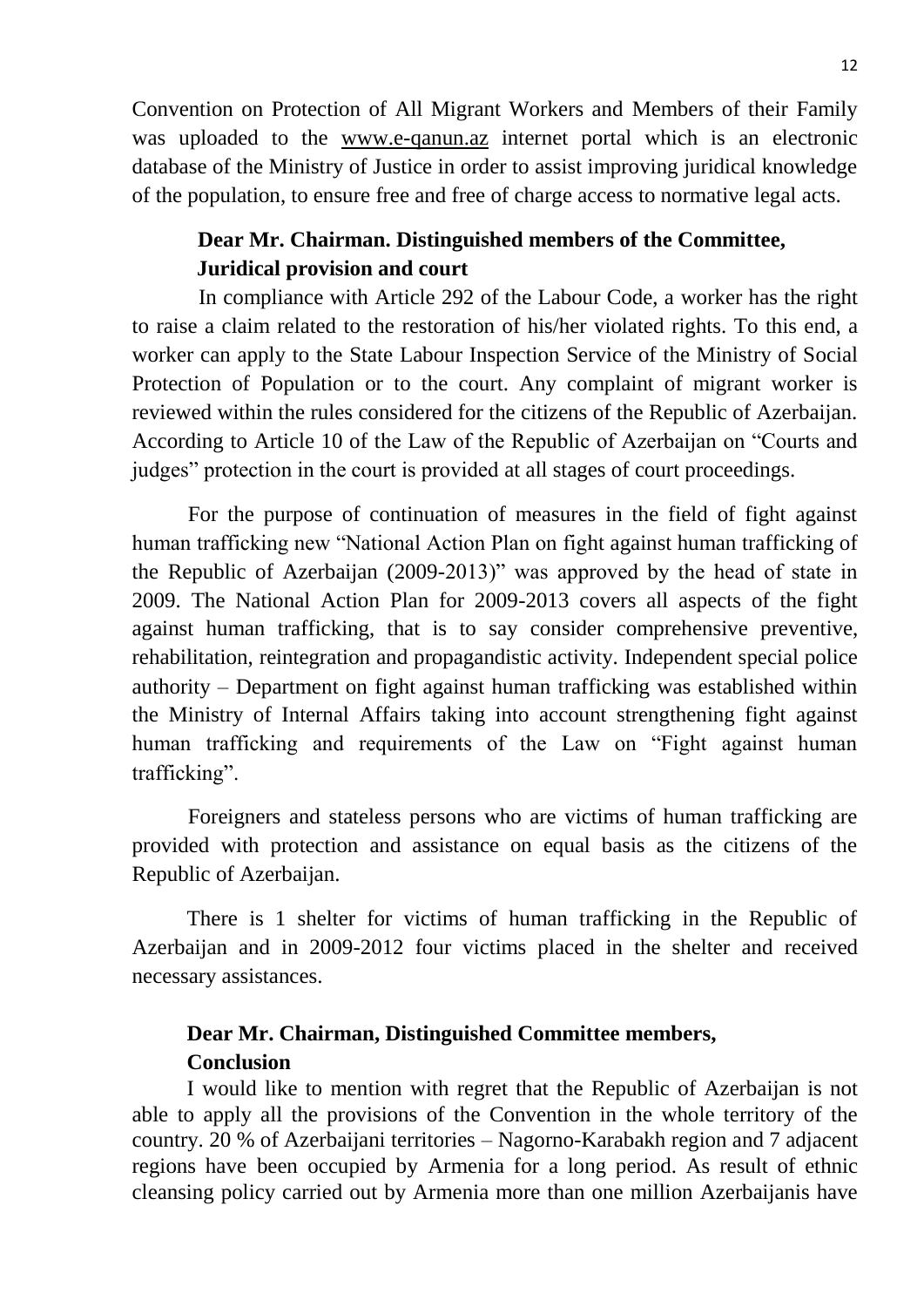Convention on Protection of All Migrant Workers and Members of their Family was uploaded to the www.e-qanun.az internet portal which is an electronic database of the Ministry of Justice in order to assist improving juridical knowledge of the population, to ensure free and free of charge access to normative legal acts.

**Dear Mr. Chairman. Distinguished members of the Committee,**
**Juridical provision and court**

In compliance with Article 292 of the Labour Code, a worker has the right to raise a claim related to the restoration of his/her violated rights. To this end, a worker can apply to the State Labour Inspection Service of the Ministry of Social Protection of Population or to the court. Any complaint of migrant worker is reviewed within the rules considered for the citizens of the Republic of Azerbaijan. According to Article 10 of the Law of the Republic of Azerbaijan on "Courts and judges" protection in the court is provided at all stages of court proceedings.

For the purpose of continuation of measures in the field of fight against human trafficking new "National Action Plan on fight against human trafficking of the Republic of Azerbaijan (2009-2013)" was approved by the head of state in 2009. The National Action Plan for 2009-2013 covers all aspects of the fight against human trafficking, that is to say consider comprehensive preventive, rehabilitation, reintegration and propagandistic activity. Independent special police authority – Department on fight against human trafficking was established within the Ministry of Internal Affairs taking into account strengthening fight against human trafficking and requirements of the Law on "Fight against human trafficking".

Foreigners and stateless persons who are victims of human trafficking are provided with protection and assistance on equal basis as the citizens of the Republic of Azerbaijan.

There is 1 shelter for victims of human trafficking in the Republic of Azerbaijan and in 2009-2012 four victims placed in the shelter and received necessary assistances.

**Dear Mr. Chairman, Distinguished Committee members,**
**Conclusion**

I would like to mention with regret that the Republic of Azerbaijan is not able to apply all the provisions of the Convention in the whole territory of the country. 20 % of Azerbaijani territories – Nagorno-Karabakh region and 7 adjacent regions have been occupied by Armenia for a long period. As result of ethnic cleansing policy carried out by Armenia more than one million Azerbaijanis have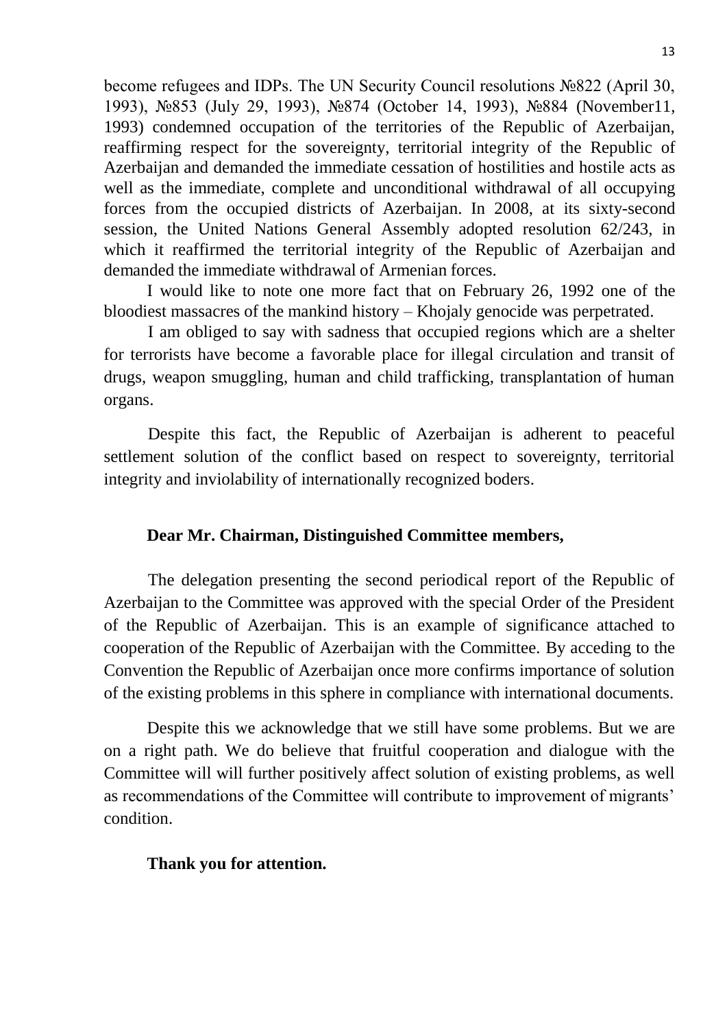become refugees and IDPs. The UN Security Council resolutions №822 (April 30, 1993), №853 (July 29, 1993), №874 (October 14, 1993), №884 (November11, 1993) condemned occupation of the territories of the Republic of Azerbaijan, reaffirming respect for the sovereignty, territorial integrity of the Republic of Azerbaijan and demanded the immediate cessation of hostilities and hostile acts as well as the immediate, complete and unconditional withdrawal of all occupying forces from the occupied districts of Azerbaijan. In 2008, at its sixty-second session, the United Nations General Assembly adopted resolution 62/243, in which it reaffirmed the territorial integrity of the Republic of Azerbaijan and demanded the immediate withdrawal of Armenian forces.

I would like to note one more fact that on February 26, 1992 one of the bloodiest massacres of the mankind history – Khojaly genocide was perpetrated.

I am obliged to say with sadness that occupied regions which are a shelter for terrorists have become a favorable place for illegal circulation and transit of drugs, weapon smuggling, human and child trafficking, transplantation of human organs.

Despite this fact, the Republic of Azerbaijan is adherent to peaceful settlement solution of the conflict based on respect to sovereignty, territorial integrity and inviolability of internationally recognized boders.

**Dear Mr. Chairman, Distinguished Committee members,**

The delegation presenting the second periodical report of the Republic of Azerbaijan to the Committee was approved with the special Order of the President of the Republic of Azerbaijan. This is an example of significance attached to cooperation of the Republic of Azerbaijan with the Committee. By acceding to the Convention the Republic of Azerbaijan once more confirms importance of solution of the existing problems in this sphere in compliance with international documents.

Despite this we acknowledge that we still have some problems. But we are on a right path. We do believe that fruitful cooperation and dialogue with the Committee will will further positively affect solution of existing problems, as well as recommendations of the Committee will contribute to improvement of migrants' condition.

**Thank you for attention.**